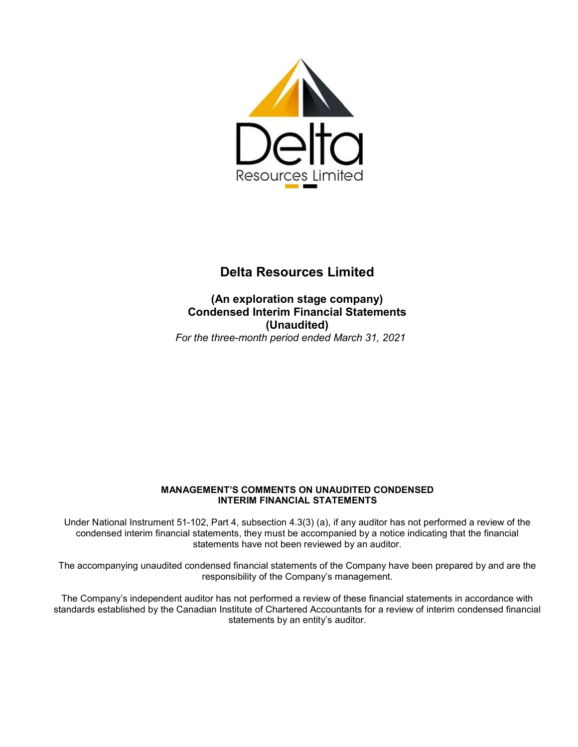# Delta Resources Limited

**(An exploration stage company)**
**Condensed Interim Financial Statements**
**(Unaudited)**

*For the three-month period ended March 31, 2021*

**MANAGEMENT'S COMMENTS ON UNAUDITED CONDENSED INTERIM FINANCIAL STATEMENTS**

Under National Instrument 51-102, Part 4, subsection 4.3(3) (a), if any auditor has not performed a review of the condensed interim financial statements, they must be accompanied by a notice indicating that the financial statements have not been reviewed by an auditor.

The accompanying unaudited condensed financial statements of the Company have been prepared by and are the responsibility of the Company's management.

The Company's independent auditor has not performed a review of these financial statements in accordance with standards established by the Canadian Institute of Chartered Accountants for a review of interim condensed financial statements by an entity's auditor.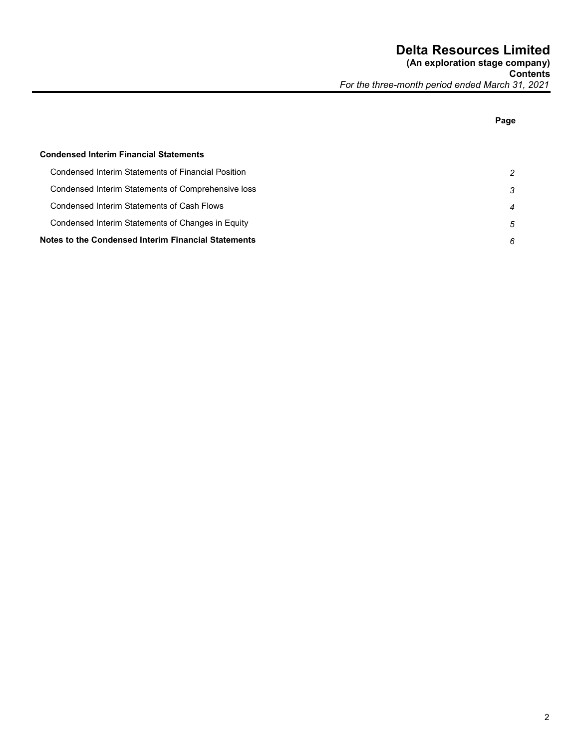# Delta Resources Limited

**(An exploration stage company)**
**Contents**
*For the three-month period ended March 31, 2021*

| | Page |
|---|---|
| **Condensed Interim Financial Statements** | |
| Condensed Interim Statements of Financial Position | *2* |
| Condensed Interim Statements of Comprehensive loss | *3* |
| Condensed Interim Statements of Cash Flows | *4* |
| Condensed Interim Statements of Changes in Equity | *5* |
| **Notes to the Condensed Interim Financial Statements** | *6* |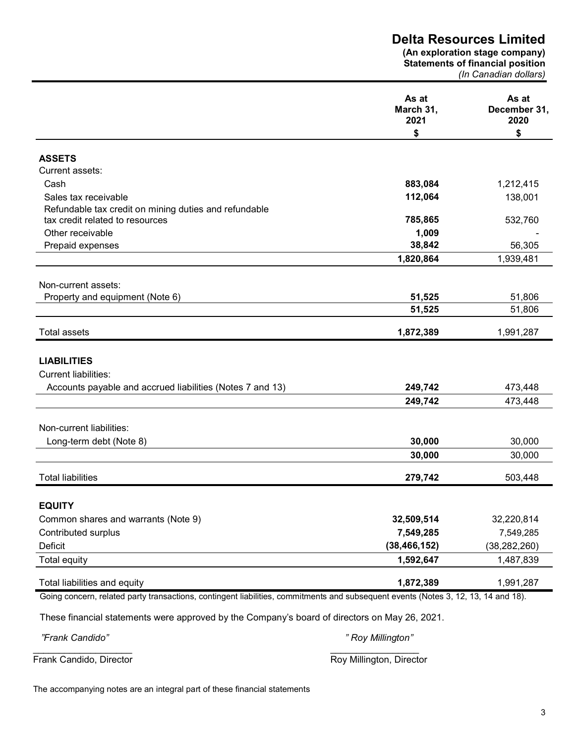# Delta Resources Limited

**(An exploration stage company)**
**Statements of financial position**
*(In Canadian dollars)*

| | As at March 31, 2021 $ | As at December 31, 2020 $ |
|---|---|---|
| **ASSETS** | | |
| Current assets: | | |
| Cash | **883,084** | 1,212,415 |
| Sales tax receivable | **112,064** | 138,001 |
| Refundable tax credit on mining duties and refundable tax credit related to resources | **785,865** | 532,760 |
| Other receivable | **1,009** | - |
| Prepaid expenses | **38,842** | 56,305 |
| | **1,820,864** | 1,939,481 |
| Non-current assets: | | |
| Property and equipment (Note 6) | **51,525** | 51,806 |
| | **51,525** | 51,806 |
| Total assets | **1,872,389** | 1,991,287 |
| **LIABILITIES** | | |
| Current liabilities: | | |
| Accounts payable and accrued liabilities (Notes 7 and 13) | **249,742** | 473,448 |
| | **249,742** | 473,448 |
| Non-current liabilities: | | |
| Long-term debt (Note 8) | **30,000** | 30,000 |
| | **30,000** | 30,000 |
| Total liabilities | **279,742** | 503,448 |
| **EQUITY** | | |
| Common shares and warrants (Note 9) | **32,509,514** | 32,220,814 |
| Contributed surplus | **7,549,285** | 7,549,285 |
| Deficit | **(38,466,152)** | (38,282,260) |
| Total equity | **1,592,647** | 1,487,839 |
| Total liabilities and equity | **1,872,389** | 1,991,287 |

Going concern, related party transactions, contingent liabilities, commitments and subsequent events (Notes 3, 12, 13, 14 and 18).

These financial statements were approved by the Company's board of directors on May 26, 2021.

*"Frank Candido"*
Frank Candido, Director

*" Roy Millington"*
Roy Millington, Director

The accompanying notes are an integral part of these financial statements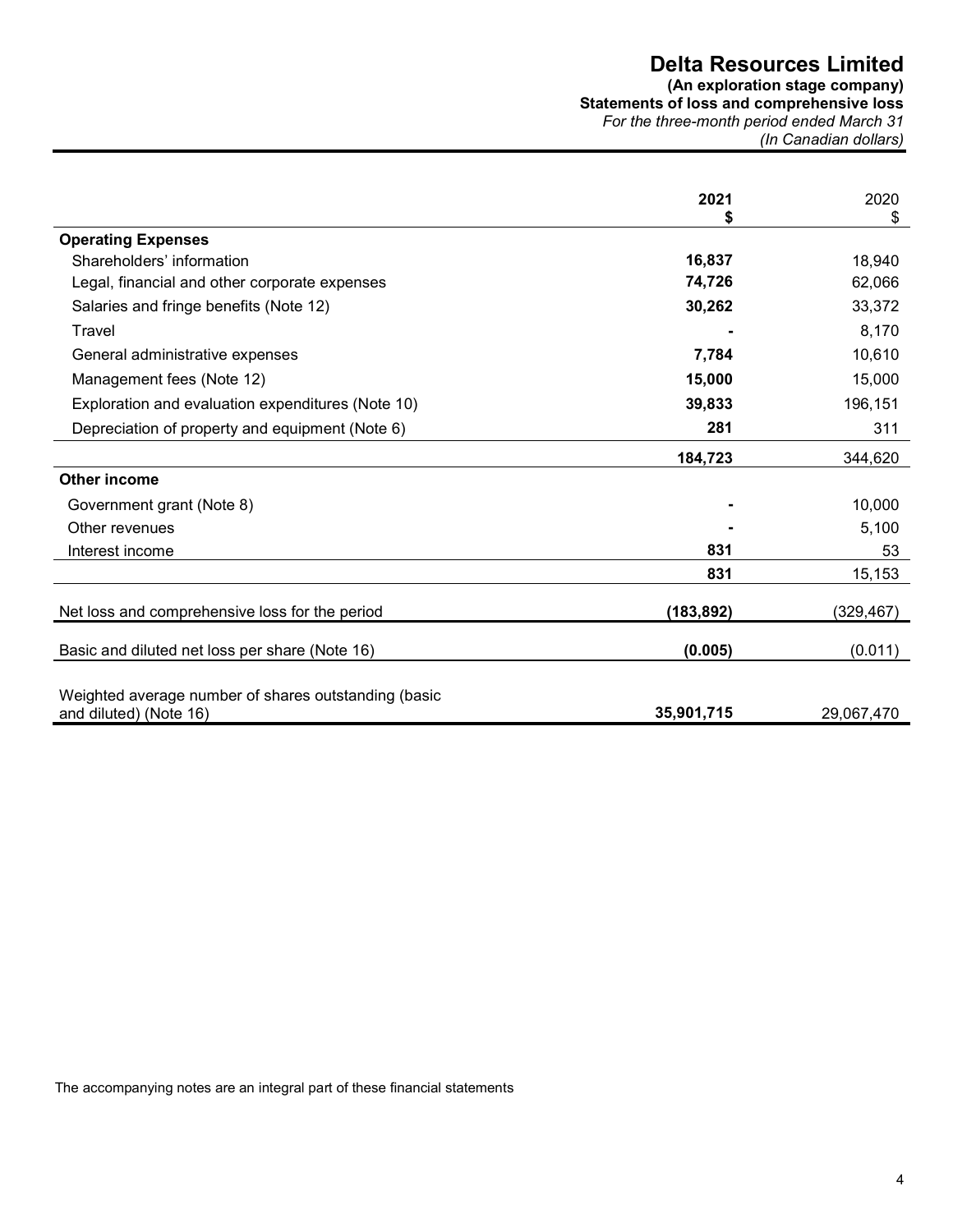# Delta Resources Limited

**(An exploration stage company)**
**Statements of loss and comprehensive loss**
*For the three-month period ended March 31*
*(In Canadian dollars)*

| | **2021** **$** | 2020 $ |
|---|---|---|
| **Operating Expenses** | | |
| Shareholders' information | **16,837** | 18,940 |
| Legal, financial and other corporate expenses | **74,726** | 62,066 |
| Salaries and fringe benefits (Note 12) | **30,262** | 33,372 |
| Travel | **-** | 8,170 |
| General administrative expenses | **7,784** | 10,610 |
| Management fees (Note 12) | **15,000** | 15,000 |
| Exploration and evaluation expenditures (Note 10) | **39,833** | 196,151 |
| Depreciation of property and equipment (Note 6) | **281** | 311 |
| | **184,723** | 344,620 |
| **Other income** | | |
| Government grant (Note 8) | **-** | 10,000 |
| Other revenues | **-** | 5,100 |
| Interest income | **831** | 53 |
| | **831** | 15,153 |
| Net loss and comprehensive loss for the period | **(183,892)** | (329,467) |
| Basic and diluted net loss per share (Note 16) | **(0.005)** | (0.011) |
| Weighted average number of shares outstanding (basic and diluted) (Note 16) | **35,901,715** | 29,067,470 |

The accompanying notes are an integral part of these financial statements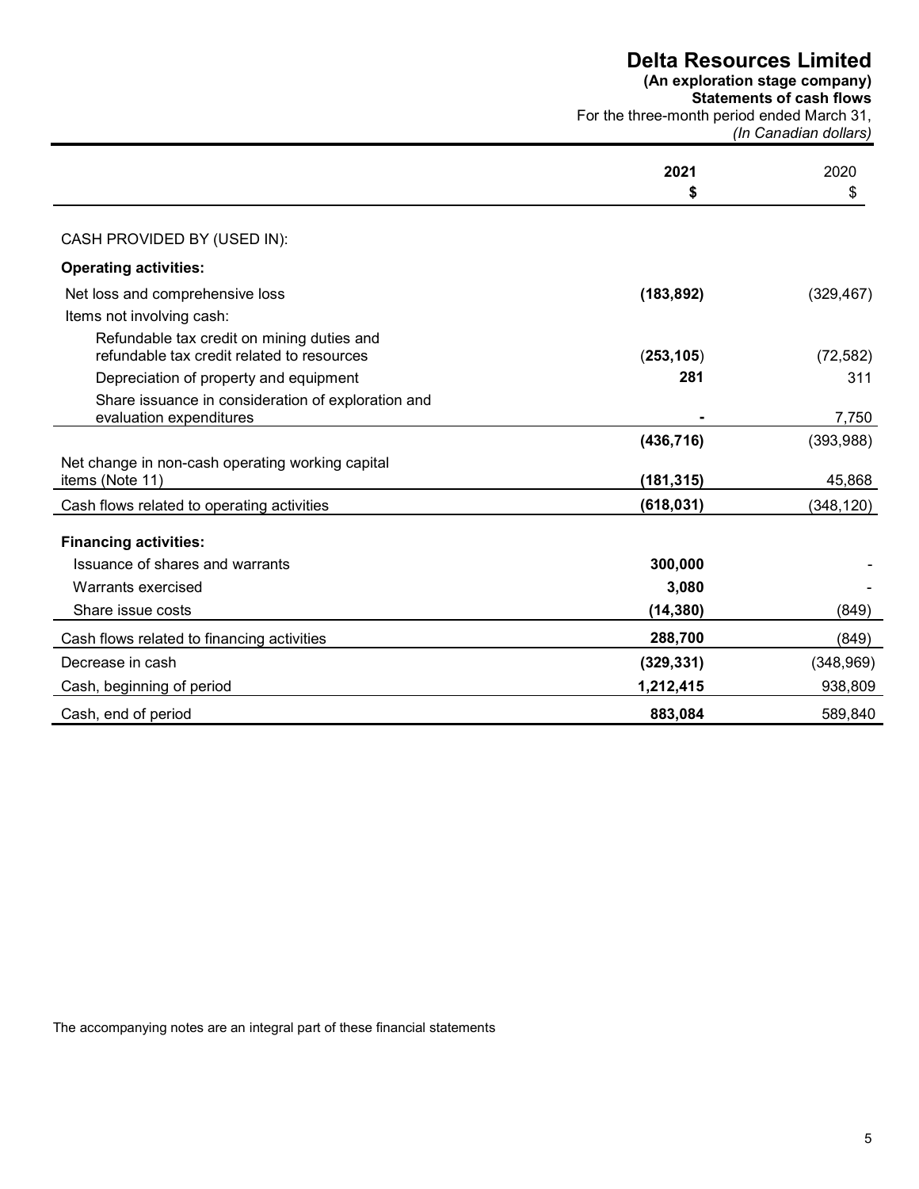# Delta Resources Limited

**(An exploration stage company)**
**Statements of cash flows**
For the three-month period ended March 31,
*(In Canadian dollars)*

| | **2021** | 2020 |
|---|---|---|
| | **$** | $ |
| CASH PROVIDED BY (USED IN): | | |
| **Operating activities:** | | |
| Net loss and comprehensive loss | **(183,892)** | (329,467) |
| Items not involving cash: | | |
| Refundable tax credit on mining duties and refundable tax credit related to resources | **(253,105)** | (72,582) |
| Depreciation of property and equipment | **281** | 311 |
| Share issuance in consideration of exploration and evaluation expenditures | **-** | 7,750 |
| | **(436,716)** | (393,988) |
| Net change in non-cash operating working capital items (Note 11) | **(181,315)** | 45,868 |
| Cash flows related to operating activities | **(618,031)** | (348,120) |
| **Financing activities:** | | |
| Issuance of shares and warrants | **300,000** | - |
| Warrants exercised | **3,080** | - |
| Share issue costs | **(14,380)** | (849) |
| Cash flows related to financing activities | **288,700** | (849) |
| Decrease in cash | **(329,331)** | (348,969) |
| Cash, beginning of period | **1,212,415** | 938,809 |
| Cash, end of period | **883,084** | 589,840 |

The accompanying notes are an integral part of these financial statements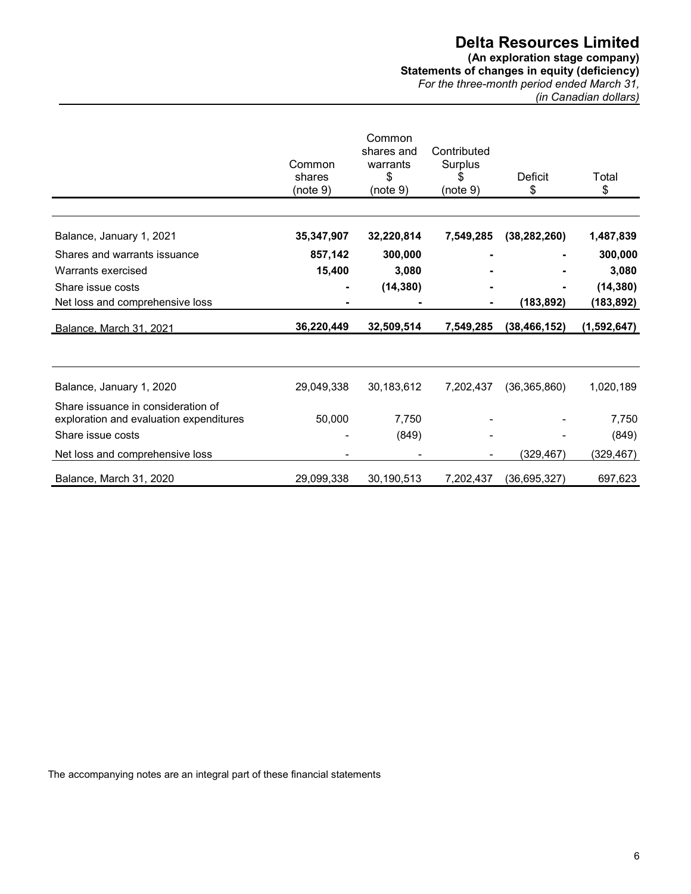# Delta Resources Limited

**(An exploration stage company)**
**Statements of changes in equity (deficiency)**
*For the three-month period ended March 31,*
*(in Canadian dollars)*

| | Common shares (note 9) | Common shares and warrants $ (note 9) | Contributed Surplus $ (note 9) | Deficit $ | Total $ |
|---|---|---|---|---|---|
| **Balance, January 1, 2021** | **35,347,907** | **32,220,814** | **7,549,285** | **(38,282,260)** | **1,487,839** |
| Shares and warrants issuance | **857,142** | **300,000** | **-** | **-** | **300,000** |
| Warrants exercised | **15,400** | **3,080** | **-** | **-** | **3,080** |
| Share issue costs | **-** | **(14,380)** | **-** | **-** | **(14,380)** |
| Net loss and comprehensive loss | **-** | **-** | **-** | **(183,892)** | **(183,892)** |
| **Balance, March 31, 2021** | **36,220,449** | **32,509,514** | **7,549,285** | **(38,466,152)** | **(1,592,647)** |
| | | | | | |
| Balance, January 1, 2020 | 29,049,338 | 30,183,612 | 7,202,437 | (36,365,860) | 1,020,189 |
| Share issuance in consideration of exploration and evaluation expenditures | 50,000 | 7,750 | - | - | 7,750 |
| Share issue costs | - | (849) | - | - | (849) |
| Net loss and comprehensive loss | - | - | - | (329,467) | (329,467) |
| Balance, March 31, 2020 | 29,099,338 | 30,190,513 | 7,202,437 | (36,695,327) | 697,623 |

The accompanying notes are an integral part of these financial statements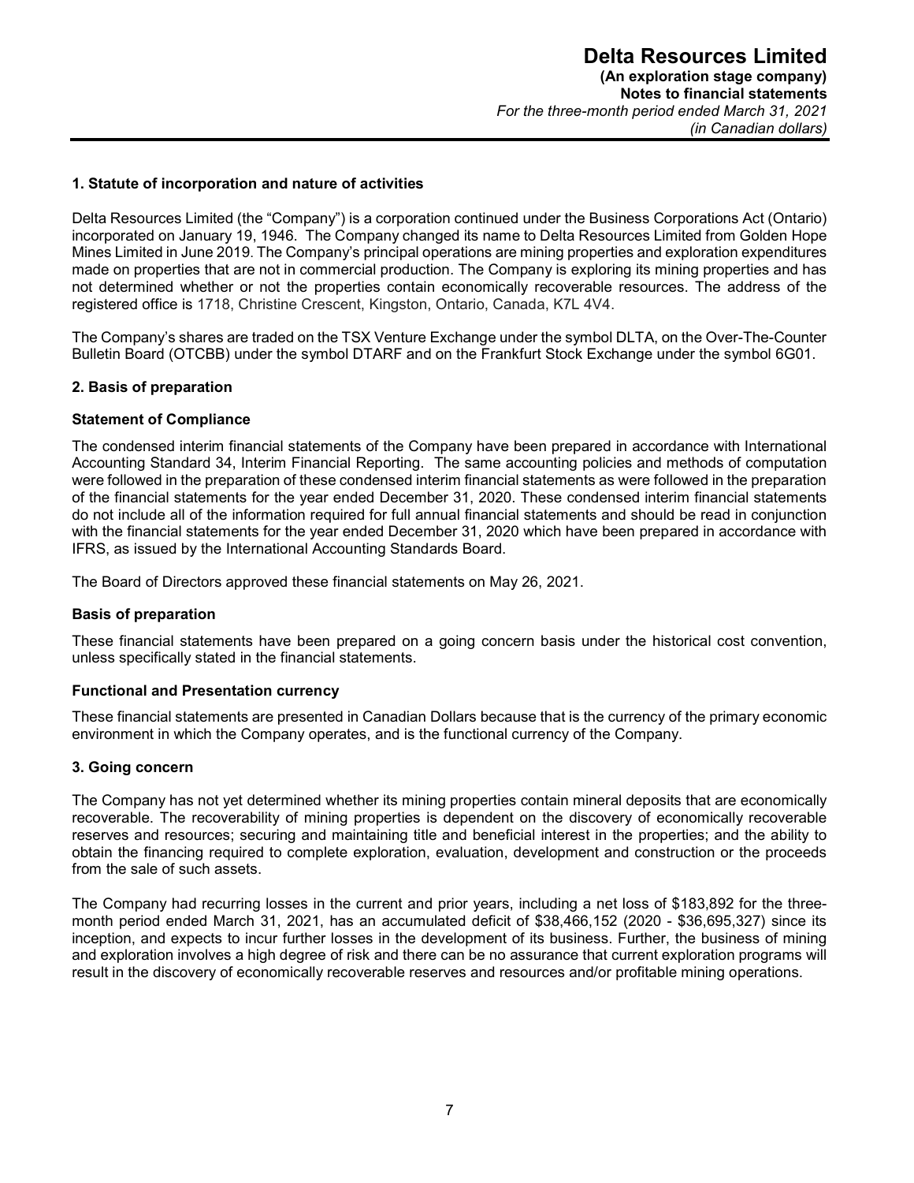## 1. Statute of incorporation and nature of activities

Delta Resources Limited (the "Company") is a corporation continued under the Business Corporations Act (Ontario) incorporated on January 19, 1946. The Company changed its name to Delta Resources Limited from Golden Hope Mines Limited in June 2019. The Company's principal operations are mining properties and exploration expenditures made on properties that are not in commercial production. The Company is exploring its mining properties and has not determined whether or not the properties contain economically recoverable resources. The address of the registered office is 1718, Christine Crescent, Kingston, Ontario, Canada, K7L 4V4.

The Company's shares are traded on the TSX Venture Exchange under the symbol DLTA, on the Over-The-Counter Bulletin Board (OTCBB) under the symbol DTARF and on the Frankfurt Stock Exchange under the symbol 6G01.

## 2. Basis of preparation

### Statement of Compliance

The condensed interim financial statements of the Company have been prepared in accordance with International Accounting Standard 34, Interim Financial Reporting. The same accounting policies and methods of computation were followed in the preparation of these condensed interim financial statements as were followed in the preparation of the financial statements for the year ended December 31, 2020. These condensed interim financial statements do not include all of the information required for full annual financial statements and should be read in conjunction with the financial statements for the year ended December 31, 2020 which have been prepared in accordance with IFRS, as issued by the International Accounting Standards Board.

The Board of Directors approved these financial statements on May 26, 2021.

### Basis of preparation

These financial statements have been prepared on a going concern basis under the historical cost convention, unless specifically stated in the financial statements.

### Functional and Presentation currency

These financial statements are presented in Canadian Dollars because that is the currency of the primary economic environment in which the Company operates, and is the functional currency of the Company.

## 3. Going concern

The Company has not yet determined whether its mining properties contain mineral deposits that are economically recoverable. The recoverability of mining properties is dependent on the discovery of economically recoverable reserves and resources; securing and maintaining title and beneficial interest in the properties; and the ability to obtain the financing required to complete exploration, evaluation, development and construction or the proceeds from the sale of such assets.

The Company had recurring losses in the current and prior years, including a net loss of $183,892 for the three-month period ended March 31, 2021, has an accumulated deficit of $38,466,152 (2020 - $36,695,327) since its inception, and expects to incur further losses in the development of its business. Further, the business of mining and exploration involves a high degree of risk and there can be no assurance that current exploration programs will result in the discovery of economically recoverable reserves and resources and/or profitable mining operations.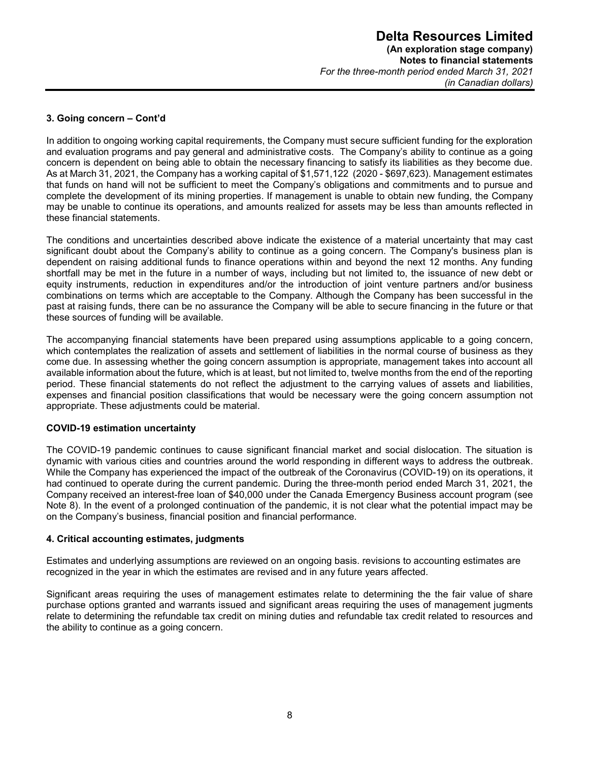### 3. Going concern – Cont'd

In addition to ongoing working capital requirements, the Company must secure sufficient funding for the exploration and evaluation programs and pay general and administrative costs. The Company's ability to continue as a going concern is dependent on being able to obtain the necessary financing to satisfy its liabilities as they become due. As at March 31, 2021, the Company has a working capital of $1,571,122 (2020 - $697,623). Management estimates that funds on hand will not be sufficient to meet the Company's obligations and commitments and to pursue and complete the development of its mining properties. If management is unable to obtain new funding, the Company may be unable to continue its operations, and amounts realized for assets may be less than amounts reflected in these financial statements.

The conditions and uncertainties described above indicate the existence of a material uncertainty that may cast significant doubt about the Company's ability to continue as a going concern. The Company's business plan is dependent on raising additional funds to finance operations within and beyond the next 12 months. Any funding shortfall may be met in the future in a number of ways, including but not limited to, the issuance of new debt or equity instruments, reduction in expenditures and/or the introduction of joint venture partners and/or business combinations on terms which are acceptable to the Company. Although the Company has been successful in the past at raising funds, there can be no assurance the Company will be able to secure financing in the future or that these sources of funding will be available.

The accompanying financial statements have been prepared using assumptions applicable to a going concern, which contemplates the realization of assets and settlement of liabilities in the normal course of business as they come due. In assessing whether the going concern assumption is appropriate, management takes into account all available information about the future, which is at least, but not limited to, twelve months from the end of the reporting period. These financial statements do not reflect the adjustment to the carrying values of assets and liabilities, expenses and financial position classifications that would be necessary were the going concern assumption not appropriate. These adjustments could be material.

### COVID-19 estimation uncertainty

The COVID-19 pandemic continues to cause significant financial market and social dislocation. The situation is dynamic with various cities and countries around the world responding in different ways to address the outbreak. While the Company has experienced the impact of the outbreak of the Coronavirus (COVID-19) on its operations, it had continued to operate during the current pandemic. During the three-month period ended March 31, 2021, the Company received an interest-free loan of $40,000 under the Canada Emergency Business account program (see Note 8). In the event of a prolonged continuation of the pandemic, it is not clear what the potential impact may be on the Company's business, financial position and financial performance.

### 4. Critical accounting estimates, judgments

Estimates and underlying assumptions are reviewed on an ongoing basis. revisions to accounting estimates are recognized in the year in which the estimates are revised and in any future years affected.

Significant areas requiring the uses of management estimates relate to determining the the fair value of share purchase options granted and warrants issued and significant areas requiring the uses of management jugments relate to determining the refundable tax credit on mining duties and refundable tax credit related to resources and the ability to continue as a going concern.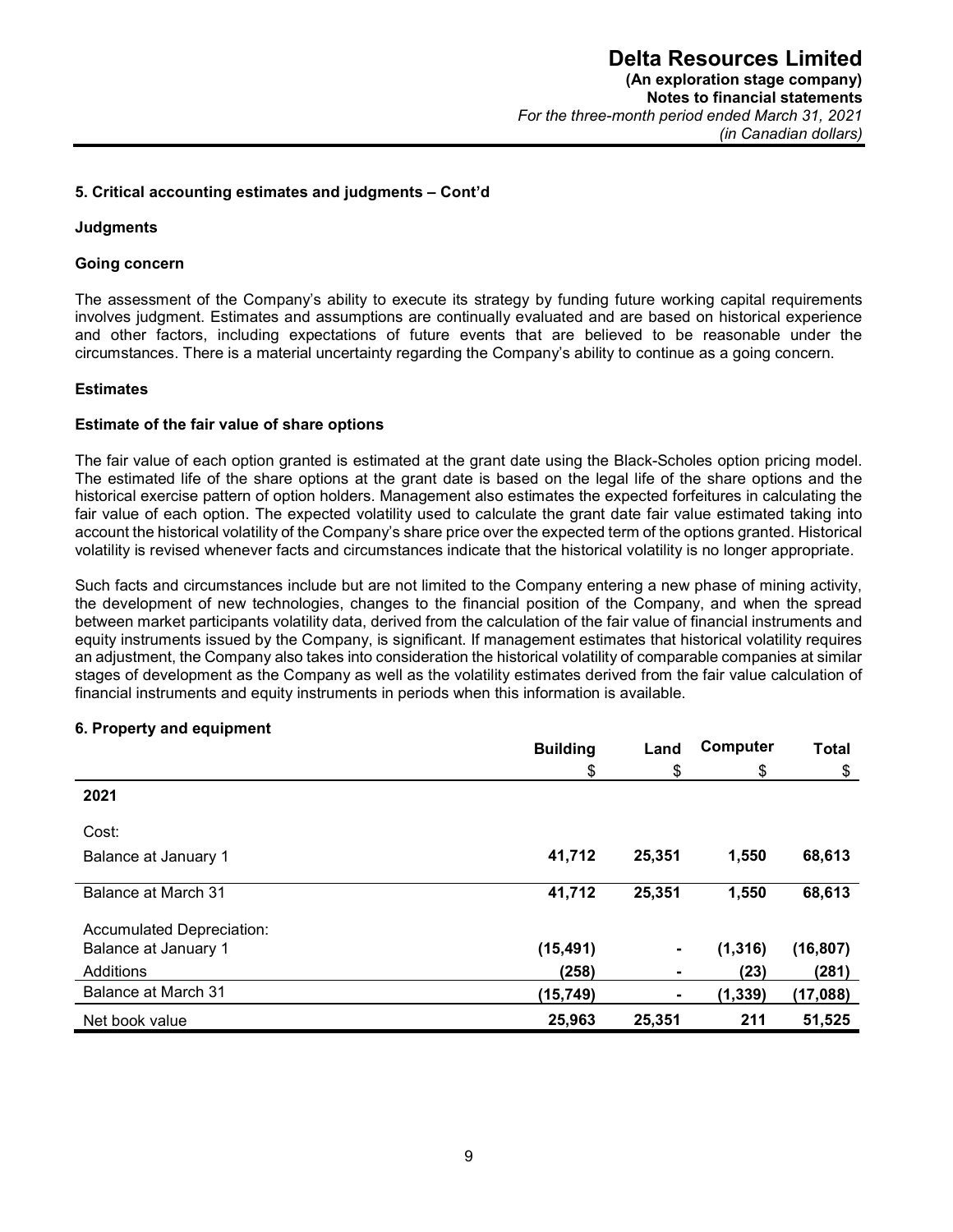## 5. Critical accounting estimates and judgments – Cont'd

### Judgments

#### Going concern

The assessment of the Company's ability to execute its strategy by funding future working capital requirements involves judgment. Estimates and assumptions are continually evaluated and are based on historical experience and other factors, including expectations of future events that are believed to be reasonable under the circumstances. There is a material uncertainty regarding the Company's ability to continue as a going concern.

### Estimates

#### Estimate of the fair value of share options

The fair value of each option granted is estimated at the grant date using the Black-Scholes option pricing model. The estimated life of the share options at the grant date is based on the legal life of the share options and the historical exercise pattern of option holders. Management also estimates the expected forfeitures in calculating the fair value of each option. The expected volatility used to calculate the grant date fair value estimated taking into account the historical volatility of the Company's share price over the expected term of the options granted. Historical volatility is revised whenever facts and circumstances indicate that the historical volatility is no longer appropriate.

Such facts and circumstances include but are not limited to the Company entering a new phase of mining activity, the development of new technologies, changes to the financial position of the Company, and when the spread between market participants volatility data, derived from the calculation of the fair value of financial instruments and equity instruments issued by the Company, is significant. If management estimates that historical volatility requires an adjustment, the Company also takes into consideration the historical volatility of comparable companies at similar stages of development as the Company as well as the volatility estimates derived from the fair value calculation of financial instruments and equity instruments in periods when this information is available.

## 6. Property and equipment

| | Building | Land | Computer | Total |
|---|---|---|---|---|
| | $ | $ | $ | $ |
| **2021** | | | | |
| Cost: | | | | |
| Balance at January 1 | **41,712** | **25,351** | **1,550** | **68,613** |
| Balance at March 31 | **41,712** | **25,351** | **1,550** | **68,613** |
| Accumulated Depreciation: | | | | |
| Balance at January 1 | **(15,491)** | **-** | **(1,316)** | **(16,807)** |
| Additions | **(258)** | **-** | **(23)** | **(281)** |
| Balance at March 31 | **(15,749)** | **-** | **(1,339)** | **(17,088)** |
| Net book value | **25,963** | **25,351** | **211** | **51,525** |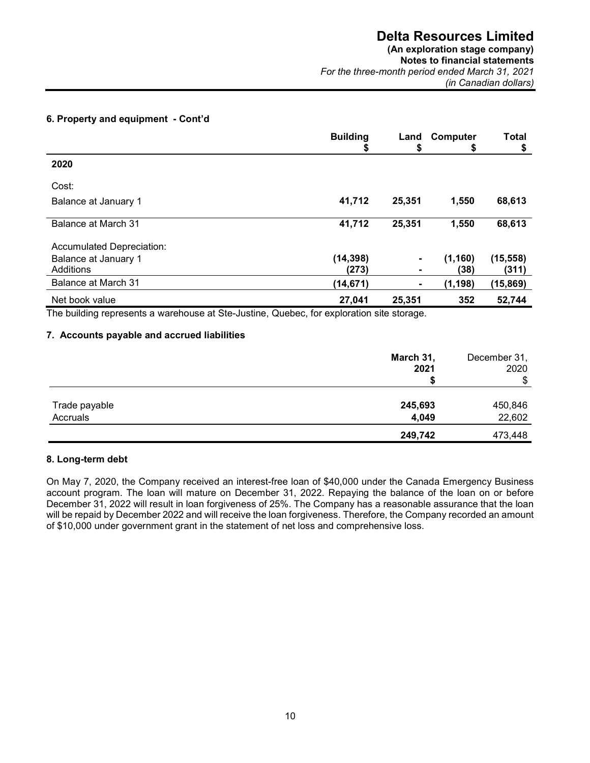### 6. Property and equipment - Cont'd

| | Building $ | Land $ | Computer $ | Total $ |
|---|---|---|---|---|
| **2020** | | | | |
| Cost: | | | | |
| Balance at January 1 | **41,712** | **25,351** | **1,550** | **68,613** |
| Balance at March 31 | **41,712** | **25,351** | **1,550** | **68,613** |
| Accumulated Depreciation: | | | | |
| Balance at January 1 | **(14,398)** | **-** | **(1,160)** | **(15,558)** |
| Additions | **(273)** | **-** | **(38)** | **(311)** |
| Balance at March 31 | **(14,671)** | **-** | **(1,198)** | **(15,869)** |
| Net book value | **27,041** | **25,351** | **352** | **52,744** |

The building represents a warehouse at Ste-Justine, Quebec, for exploration site storage.

### 7. Accounts payable and accrued liabilities

| | March 31, 2021 $ | December 31, 2020 $ |
|---|---|---|
| Trade payable | **245,693** | 450,846 |
| Accruals | **4,049** | 22,602 |
| | **249,742** | 473,448 |

### 8. Long-term debt

On May 7, 2020, the Company received an interest-free loan of $40,000 under the Canada Emergency Business account program. The loan will mature on December 31, 2022. Repaying the balance of the loan on or before December 31, 2022 will result in loan forgiveness of 25%. The Company has a reasonable assurance that the loan will be repaid by December 2022 and will receive the loan forgiveness. Therefore, the Company recorded an amount of $10,000 under government grant in the statement of net loss and comprehensive loss.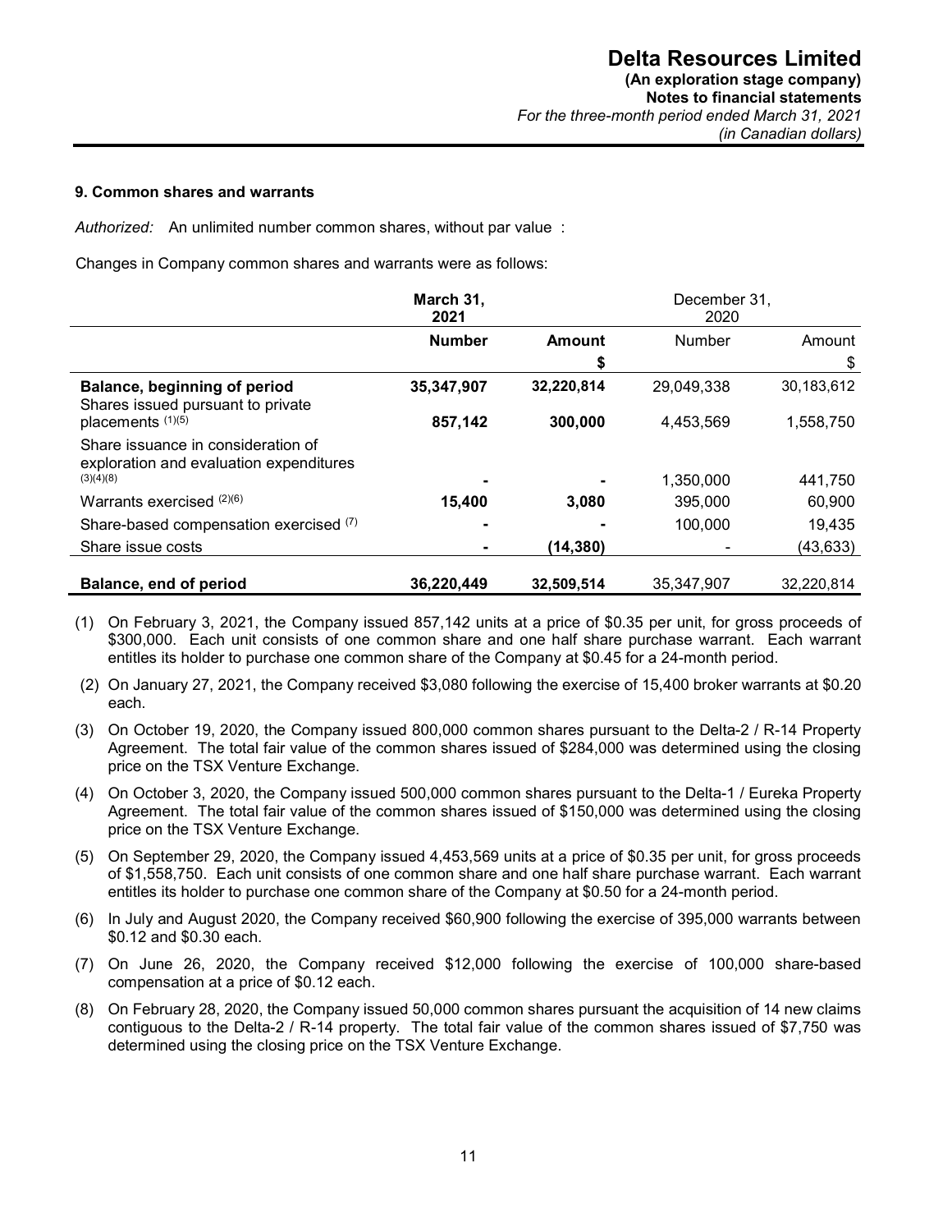### 9. Common shares and warrants

*Authorized:* An unlimited number common shares, without par value :

Changes in Company common shares and warrants were as follows:

| | **March 31, 2021** | | December 31, 2020 | |
|---|---|---|---|---|
| | **Number** | **Amount** | Number | Amount |
| | | **$** | | $ |
| **Balance, beginning of period** | **35,347,907** | **32,220,814** | 29,049,338 | 30,183,612 |
| Shares issued pursuant to private placements (1)(5) | **857,142** | **300,000** | 4,453,569 | 1,558,750 |
| Share issuance in consideration of exploration and evaluation expenditures (3)(4)(8) | **-** | **-** | 1,350,000 | 441,750 |
| Warrants exercised (2)(6) | **15,400** | **3,080** | 395,000 | 60,900 |
| Share-based compensation exercised (7) | **-** | **-** | 100,000 | 19,435 |
| Share issue costs | **-** | **(14,380)** | - | (43,633) |
| **Balance, end of period** | **36,220,449** | **32,509,514** | 35,347,907 | 32,220,814 |

(1) On February 3, 2021, the Company issued 857,142 units at a price of $0.35 per unit, for gross proceeds of $300,000. Each unit consists of one common share and one half share purchase warrant. Each warrant entitles its holder to purchase one common share of the Company at $0.45 for a 24-month period.

(2) On January 27, 2021, the Company received $3,080 following the exercise of 15,400 broker warrants at $0.20 each.

(3) On October 19, 2020, the Company issued 800,000 common shares pursuant to the Delta-2 / R-14 Property Agreement. The total fair value of the common shares issued of $284,000 was determined using the closing price on the TSX Venture Exchange.

(4) On October 3, 2020, the Company issued 500,000 common shares pursuant to the Delta-1 / Eureka Property Agreement. The total fair value of the common shares issued of $150,000 was determined using the closing price on the TSX Venture Exchange.

(5) On September 29, 2020, the Company issued 4,453,569 units at a price of $0.35 per unit, for gross proceeds of $1,558,750. Each unit consists of one common share and one half share purchase warrant. Each warrant entitles its holder to purchase one common share of the Company at $0.50 for a 24-month period.

(6) In July and August 2020, the Company received $60,900 following the exercise of 395,000 warrants between $0.12 and $0.30 each.

(7) On June 26, 2020, the Company received $12,000 following the exercise of 100,000 share-based compensation at a price of $0.12 each.

(8) On February 28, 2020, the Company issued 50,000 common shares pursuant the acquisition of 14 new claims contiguous to the Delta-2 / R-14 property. The total fair value of the common shares issued of $7,750 was determined using the closing price on the TSX Venture Exchange.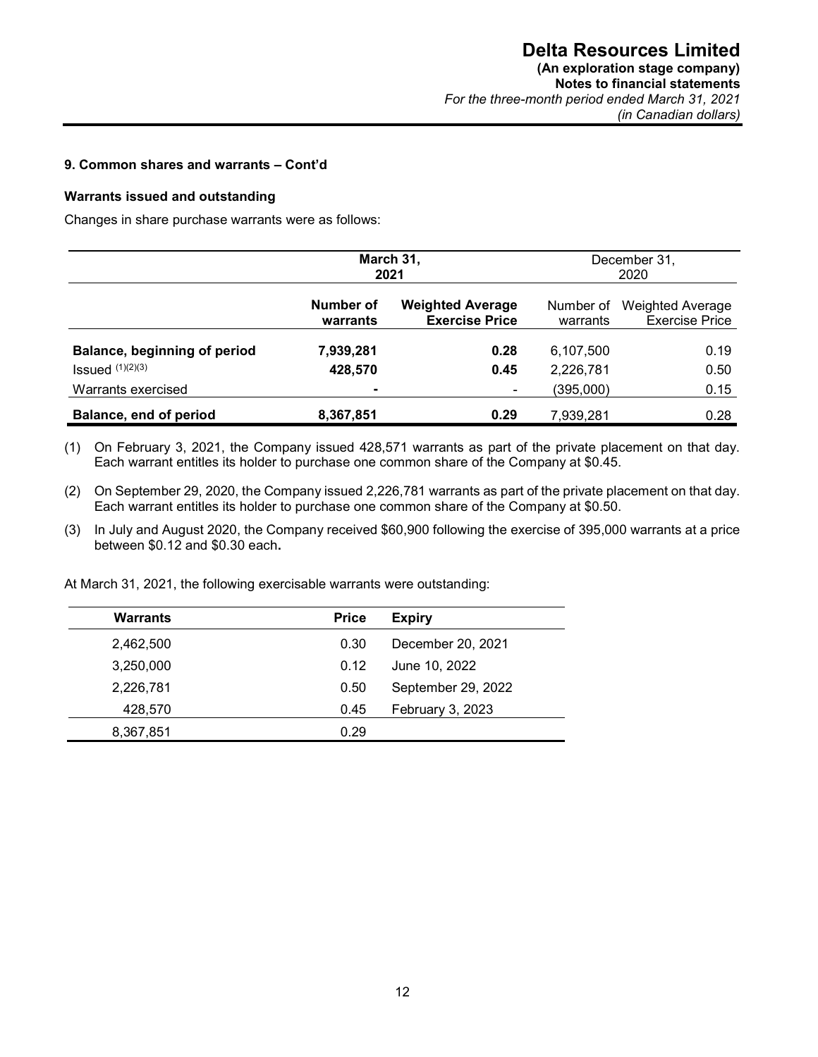## 9. Common shares and warrants – Cont'd

### Warrants issued and outstanding

Changes in share purchase warrants were as follows:

| | **March 31, 2021** | | December 31, 2020 | |
|---|---|---|---|---|
| | **Number of warrants** | **Weighted Average Exercise Price** | Number of warrants | Weighted Average Exercise Price |
| **Balance, beginning of period** | **7,939,281** | **0.28** | 6,107,500 | 0.19 |
| Issued [(1)(2)(3)] | **428,570** | **0.45** | 2,226,781 | 0.50 |
| Warrants exercised | **-** | - | (395,000) | 0.15 |
| **Balance, end of period** | **8,367,851** | **0.29** | 7,939,281 | 0.28 |

(1) On February 3, 2021, the Company issued 428,571 warrants as part of the private placement on that day. Each warrant entitles its holder to purchase one common share of the Company at $0.45.

(2) On September 29, 2020, the Company issued 2,226,781 warrants as part of the private placement on that day. Each warrant entitles its holder to purchase one common share of the Company at $0.50.

(3) In July and August 2020, the Company received $60,900 following the exercise of 395,000 warrants at a price between $0.12 and $0.30 each**.**

At March 31, 2021, the following exercisable warrants were outstanding:

| **Warrants** | **Price** | **Expiry** |
|---|---|---|
| 2,462,500 | 0.30 | December 20, 2021 |
| 3,250,000 | 0.12 | June 10, 2022 |
| 2,226,781 | 0.50 | September 29, 2022 |
| 428,570 | 0.45 | February 3, 2023 |
| 8,367,851 | 0.29 | |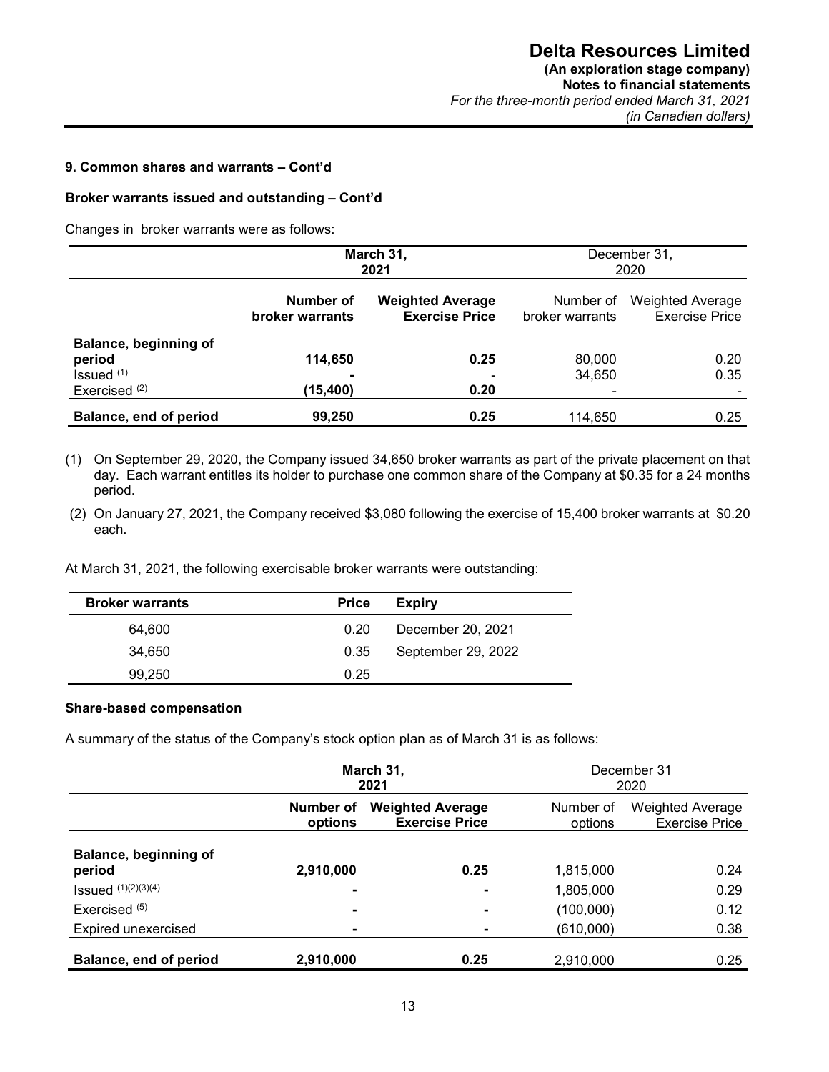### 9. Common shares and warrants – Cont'd

**Broker warrants issued and outstanding – Cont'd**

Changes in broker warrants were as follows:

| | **March 31, 2021** | | December 31, 2020 | |
|---|---|---|---|---|
| | **Number of broker warrants** | **Weighted Average Exercise Price** | Number of broker warrants | Weighted Average Exercise Price |
| **Balance, beginning of period** | **114,650** | **0.25** | 80,000 | 0.20 |
| Issued (1) | **-** | - | 34,650 | 0.35 |
| Exercised (2) | **(15,400)** | **0.20** | - | - |
| **Balance, end of period** | **99,250** | **0.25** | 114,650 | 0.25 |

(1) On September 29, 2020, the Company issued 34,650 broker warrants as part of the private placement on that day. Each warrant entitles its holder to purchase one common share of the Company at $0.35 for a 24 months period.

(2) On January 27, 2021, the Company received $3,080 following the exercise of 15,400 broker warrants at $0.20 each.

At March 31, 2021, the following exercisable broker warrants were outstanding:

| **Broker warrants** | **Price** | **Expiry** |
|---|---|---|
| 64,600 | 0.20 | December 20, 2021 |
| 34,650 | 0.35 | September 29, 2022 |
| 99,250 | 0.25 | |

**Share-based compensation**

A summary of the status of the Company's stock option plan as of March 31 is as follows:

| | **March 31, 2021** | | December 31 2020 | |
|---|---|---|---|---|
| | **Number of options** | **Weighted Average Exercise Price** | Number of options | Weighted Average Exercise Price |
| **Balance, beginning of period** | **2,910,000** | **0.25** | 1,815,000 | 0.24 |
| Issued (1)(2)(3)(4) | **-** | **-** | 1,805,000 | 0.29 |
| Exercised (5) | **-** | **-** | (100,000) | 0.12 |
| Expired unexercised | **-** | **-** | (610,000) | 0.38 |
| **Balance, end of period** | **2,910,000** | **0.25** | 2,910,000 | 0.25 |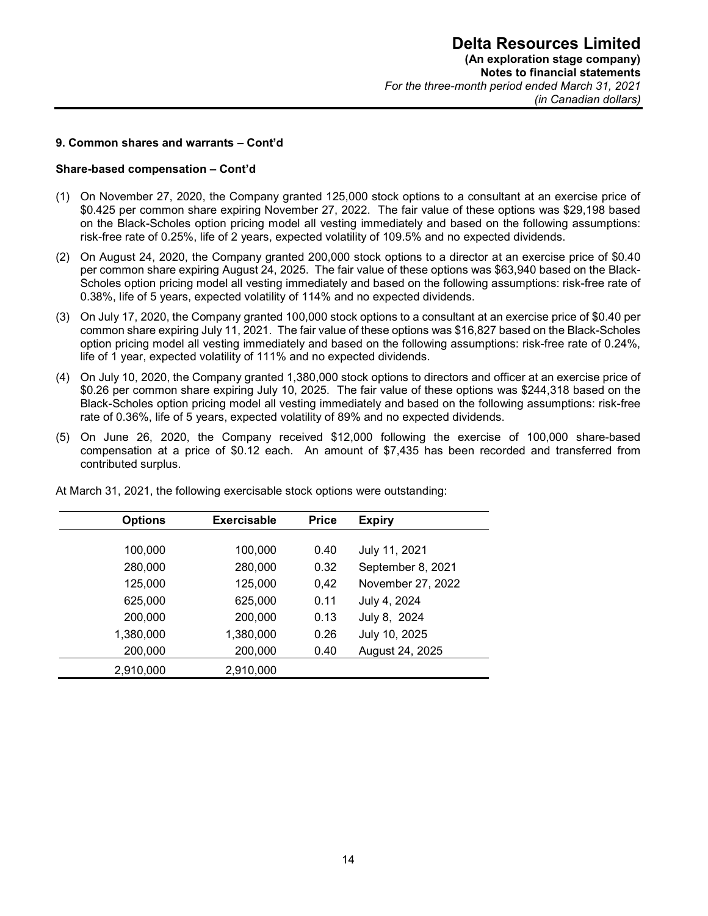## 9. Common shares and warrants – Cont'd

### Share-based compensation – Cont'd

(1) On November 27, 2020, the Company granted 125,000 stock options to a consultant at an exercise price of $0.425 per common share expiring November 27, 2022. The fair value of these options was $29,198 based on the Black-Scholes option pricing model all vesting immediately and based on the following assumptions: risk-free rate of 0.25%, life of 2 years, expected volatility of 109.5% and no expected dividends.

(2) On August 24, 2020, the Company granted 200,000 stock options to a director at an exercise price of $0.40 per common share expiring August 24, 2025. The fair value of these options was $63,940 based on the Black-Scholes option pricing model all vesting immediately and based on the following assumptions: risk-free rate of 0.38%, life of 5 years, expected volatility of 114% and no expected dividends.

(3) On July 17, 2020, the Company granted 100,000 stock options to a consultant at an exercise price of $0.40 per common share expiring July 11, 2021. The fair value of these options was $16,827 based on the Black-Scholes option pricing model all vesting immediately and based on the following assumptions: risk-free rate of 0.24%, life of 1 year, expected volatility of 111% and no expected dividends.

(4) On July 10, 2020, the Company granted 1,380,000 stock options to directors and officer at an exercise price of $0.26 per common share expiring July 10, 2025. The fair value of these options was $244,318 based on the Black-Scholes option pricing model all vesting immediately and based on the following assumptions: risk-free rate of 0.36%, life of 5 years, expected volatility of 89% and no expected dividends.

(5) On June 26, 2020, the Company received $12,000 following the exercise of 100,000 share-based compensation at a price of $0.12 each. An amount of $7,435 has been recorded and transferred from contributed surplus.

At March 31, 2021, the following exercisable stock options were outstanding:

| Options | Exercisable | Price | Expiry |
|---|---|---|---|
| 100,000 | 100,000 | 0.40 | July 11, 2021 |
| 280,000 | 280,000 | 0.32 | September 8, 2021 |
| 125,000 | 125,000 | 0,42 | November 27, 2022 |
| 625,000 | 625,000 | 0.11 | July 4, 2024 |
| 200,000 | 200,000 | 0.13 | July 8, 2024 |
| 1,380,000 | 1,380,000 | 0.26 | July 10, 2025 |
| 200,000 | 200,000 | 0.40 | August 24, 2025 |
| 2,910,000 | 2,910,000 | | |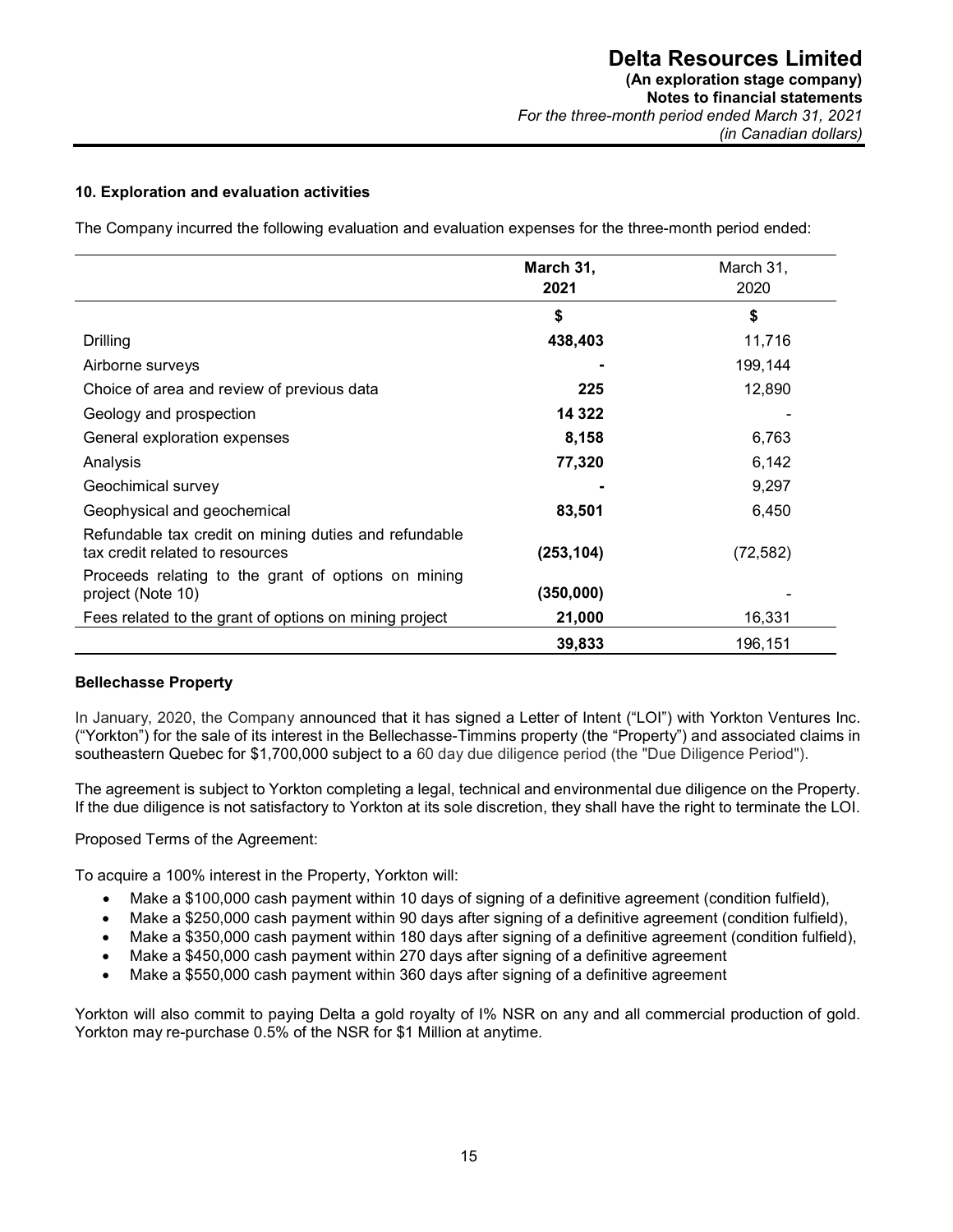### 10. Exploration and evaluation activities

The Company incurred the following evaluation and evaluation expenses for the three-month period ended:

| | **March 31, 2021** | March 31, 2020 |
|---|---|---|
| | **$** | **$** |
| Drilling | **438,403** | 11,716 |
| Airborne surveys | **-** | 199,144 |
| Choice of area and review of previous data | **225** | 12,890 |
| Geology and prospection | **14 322** | - |
| General exploration expenses | **8,158** | 6,763 |
| Analysis | **77,320** | 6,142 |
| Geochimical survey | **-** | 9,297 |
| Geophysical and geochemical | **83,501** | 6,450 |
| Refundable tax credit on mining duties and refundable tax credit related to resources | **(253,104)** | (72,582) |
| Proceeds relating to the grant of options on mining project (Note 10) | **(350,000)** | - |
| Fees related to the grant of options on mining project | **21,000** | 16,331 |
| | **39,833** | 196,151 |

**Bellechasse Property**

In January, 2020, the Company announced that it has signed a Letter of Intent ("LOI") with Yorkton Ventures Inc. ("Yorkton") for the sale of its interest in the Bellechasse-Timmins property (the "Property") and associated claims in southeastern Quebec for $1,700,000 subject to a 60 day due diligence period (the "Due Diligence Period").

The agreement is subject to Yorkton completing a legal, technical and environmental due diligence on the Property. If the due diligence is not satisfactory to Yorkton at its sole discretion, they shall have the right to terminate the LOI.

Proposed Terms of the Agreement:

To acquire a 100% interest in the Property, Yorkton will:

- Make a $100,000 cash payment within 10 days of signing of a definitive agreement (condition fulfield),
- Make a $250,000 cash payment within 90 days after signing of a definitive agreement (condition fulfield),
- Make a $350,000 cash payment within 180 days after signing of a definitive agreement (condition fulfield),
- Make a $450,000 cash payment within 270 days after signing of a definitive agreement
- Make a $550,000 cash payment within 360 days after signing of a definitive agreement

Yorkton will also commit to paying Delta a gold royalty of I% NSR on any and all commercial production of gold. Yorkton may re-purchase 0.5% of the NSR for $1 Million at anytime.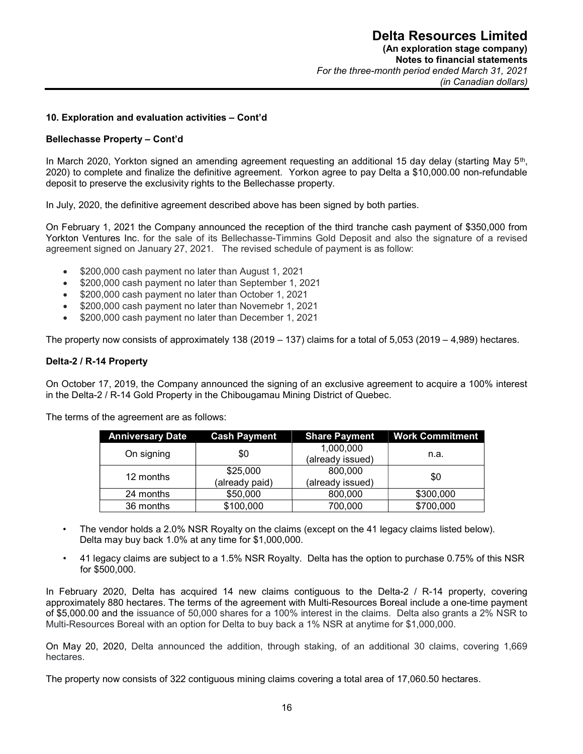## 10. Exploration and evaluation activities – Cont'd

### Bellechasse Property – Cont'd

In March 2020, Yorkton signed an amending agreement requesting an additional 15 day delay (starting May 5th, 2020) to complete and finalize the definitive agreement. Yorkon agree to pay Delta a $10,000.00 non-refundable deposit to preserve the exclusivity rights to the Bellechasse property.

In July, 2020, the definitive agreement described above has been signed by both parties.

On February 1, 2021 the Company announced the reception of the third tranche cash payment of $350,000 from Yorkton Ventures Inc. for the sale of its Bellechasse-Timmins Gold Deposit and also the signature of a revised agreement signed on January 27, 2021. The revised schedule of payment is as follow:

- $200,000 cash payment no later than August 1, 2021
- $200,000 cash payment no later than September 1, 2021
- $200,000 cash payment no later than October 1, 2021
- $200,000 cash payment no later than Novemebr 1, 2021
- $200,000 cash payment no later than December 1, 2021

The property now consists of approximately 138 (2019 – 137) claims for a total of 5,053 (2019 – 4,989) hectares.

### Delta-2 / R-14 Property

On October 17, 2019, the Company announced the signing of an exclusive agreement to acquire a 100% interest in the Delta-2 / R-14 Gold Property in the Chibougamau Mining District of Quebec.

The terms of the agreement are as follows:

| Anniversary Date | Cash Payment | Share Payment | Work Commitment |
|---|---|---|---|
| On signing | $0 | 1,000,000 (already issued) | n.a. |
| 12 months | $25,000 (already paid) | 800,000 (already issued) | $0 |
| 24 months | $50,000 | 800,000 | $300,000 |
| 36 months | $100,000 | 700,000 | $700,000 |

- The vendor holds a 2.0% NSR Royalty on the claims (except on the 41 legacy claims listed below). Delta may buy back 1.0% at any time for $1,000,000.
- 41 legacy claims are subject to a 1.5% NSR Royalty. Delta has the option to purchase 0.75% of this NSR for $500,000.

In February 2020, Delta has acquired 14 new claims contiguous to the Delta-2 / R-14 property, covering approximately 880 hectares. The terms of the agreement with Multi-Resources Boreal include a one-time payment of $5,000.00 and the issuance of 50,000 shares for a 100% interest in the claims. Delta also grants a 2% NSR to Multi-Resources Boreal with an option for Delta to buy back a 1% NSR at anytime for $1,000,000.

On May 20, 2020, Delta announced the addition, through staking, of an additional 30 claims, covering 1,669 hectares.

The property now consists of 322 contiguous mining claims covering a total area of 17,060.50 hectares.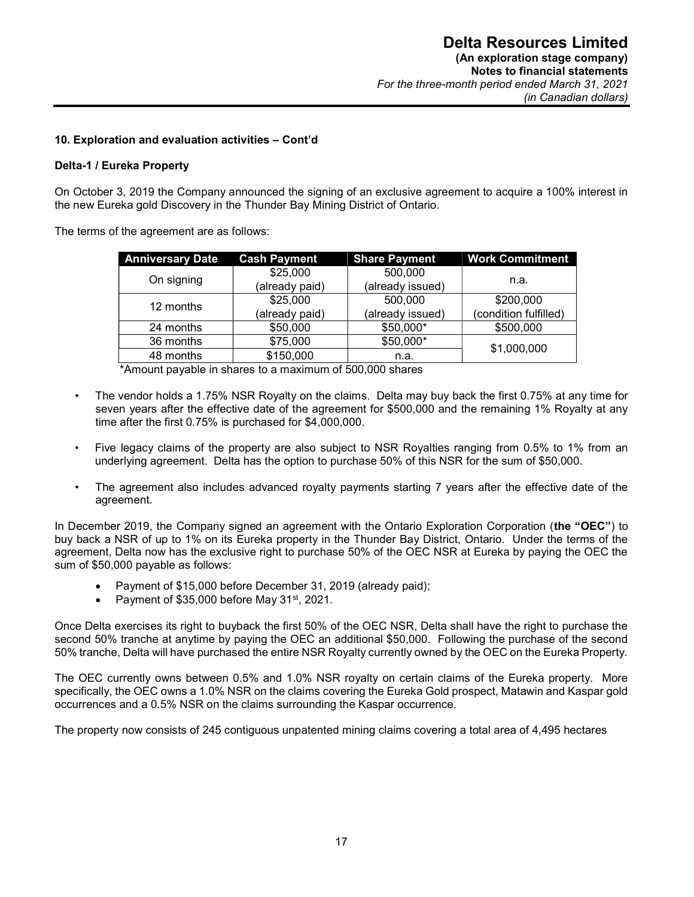## 10. Exploration and evaluation activities – Cont'd

### Delta-1 / Eureka Property

On October 3, 2019 the Company announced the signing of an exclusive agreement to acquire a 100% interest in the new Eureka gold Discovery in the Thunder Bay Mining District of Ontario.

The terms of the agreement are as follows:

| Anniversary Date | Cash Payment | Share Payment | Work Commitment |
|---|---|---|---|
| On signing | $25,000 (already paid) | 500,000 (already issued) | n.a. |
| 12 months | $25,000 (already paid) | 500,000 (already issued) | $200,000 (condition fulfilled) |
| 24 months | $50,000 | $50,000* | $500,000 |
| 36 months | $75,000 | $50,000* | $1,000,000 |
| 48 months | $150,000 | n.a. | |

*Amount payable in shares to a maximum of 500,000 shares

- The vendor holds a 1.75% NSR Royalty on the claims. Delta may buy back the first 0.75% at any time for seven years after the effective date of the agreement for $500,000 and the remaining 1% Royalty at any time after the first 0.75% is purchased for $4,000,000.
- Five legacy claims of the property are also subject to NSR Royalties ranging from 0.5% to 1% from an underlying agreement. Delta has the option to purchase 50% of this NSR for the sum of $50,000.
- The agreement also includes advanced royalty payments starting 7 years after the effective date of the agreement.

In December 2019, the Company signed an agreement with the Ontario Exploration Corporation (**the "OEC"**) to buy back a NSR of up to 1% on its Eureka property in the Thunder Bay District, Ontario. Under the terms of the agreement, Delta now has the exclusive right to purchase 50% of the OEC NSR at Eureka by paying the OEC the sum of $50,000 payable as follows:

- Payment of $15,000 before December 31, 2019 (already paid);
- Payment of $35,000 before May 31st, 2021.

Once Delta exercises its right to buyback the first 50% of the OEC NSR, Delta shall have the right to purchase the second 50% tranche at anytime by paying the OEC an additional $50,000. Following the purchase of the second 50% tranche, Delta will have purchased the entire NSR Royalty currently owned by the OEC on the Eureka Property.

The OEC currently owns between 0.5% and 1.0% NSR royalty on certain claims of the Eureka property. More specifically, the OEC owns a 1.0% NSR on the claims covering the Eureka Gold prospect, Matawin and Kaspar gold occurrences and a 0.5% NSR on the claims surrounding the Kaspar occurrence.

The property now consists of 245 contiguous unpatented mining claims covering a total area of 4,495 hectares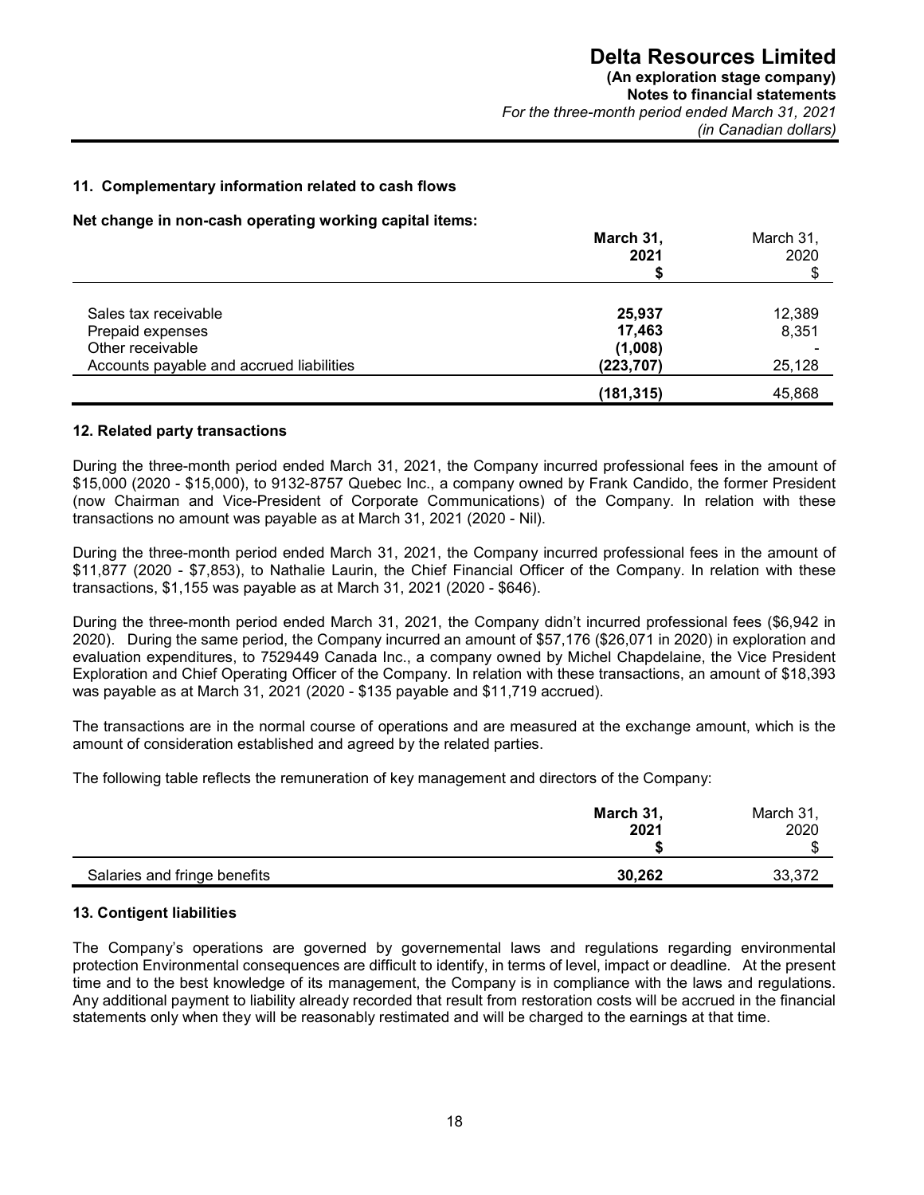## 11. Complementary information related to cash flows

**Net change in non-cash operating working capital items:**

| | **March 31, 2021** | March 31, 2020 |
|---|---|---|
| | **$** | $ |
| Sales tax receivable | **25,937** | 12,389 |
| Prepaid expenses | **17,463** | 8,351 |
| Other receivable | **(1,008)** | - |
| Accounts payable and accrued liabilities | **(223,707)** | 25,128 |
| | **(181,315)** | 45,868 |

## 12. Related party transactions

During the three-month period ended March 31, 2021, the Company incurred professional fees in the amount of $15,000 (2020 - $15,000), to 9132-8757 Quebec Inc., a company owned by Frank Candido, the former President (now Chairman and Vice-President of Corporate Communications) of the Company. In relation with these transactions no amount was payable as at March 31, 2021 (2020 - Nil).

During the three-month period ended March 31, 2021, the Company incurred professional fees in the amount of $11,877 (2020 - $7,853), to Nathalie Laurin, the Chief Financial Officer of the Company. In relation with these transactions, $1,155 was payable as at March 31, 2021 (2020 - $646).

During the three-month period ended March 31, 2021, the Company didn't incurred professional fees ($6,942 in 2020). During the same period, the Company incurred an amount of $57,176 ($26,071 in 2020) in exploration and evaluation expenditures, to 7529449 Canada Inc., a company owned by Michel Chapdelaine, the Vice President Exploration and Chief Operating Officer of the Company. In relation with these transactions, an amount of $18,393 was payable as at March 31, 2021 (2020 - $135 payable and $11,719 accrued).

The transactions are in the normal course of operations and are measured at the exchange amount, which is the amount of consideration established and agreed by the related parties.

The following table reflects the remuneration of key management and directors of the Company:

| | **March 31, 2021** | March 31, 2020 |
|---|---|---|
| | **$** | $ |
| Salaries and fringe benefits | **30,262** | 33,372 |

## 13. Contigent liabilities

The Company's operations are governed by governemental laws and regulations regarding environmental protection Environmental consequences are difficult to identify, in terms of level, impact or deadline. At the present time and to the best knowledge of its management, the Company is in compliance with the laws and regulations. Any additional payment to liability already recorded that result from restoration costs will be accrued in the financial statements only when they will be reasonably restimated and will be charged to the earnings at that time.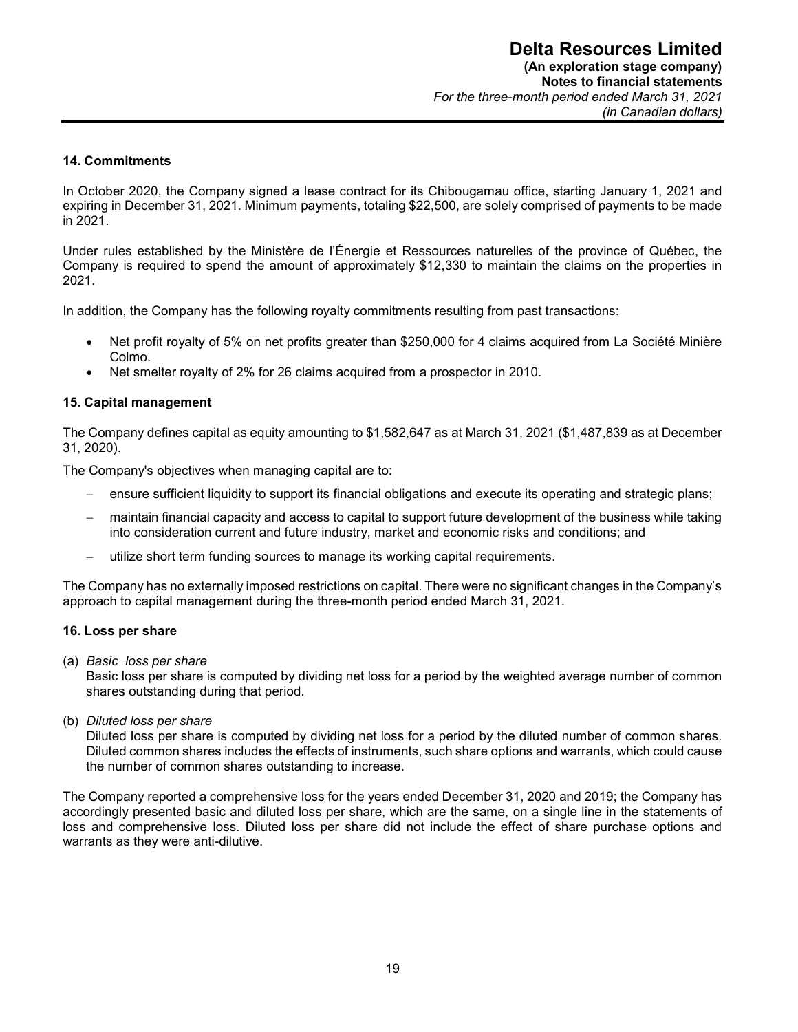## 14. Commitments

In October 2020, the Company signed a lease contract for its Chibougamau office, starting January 1, 2021 and expiring in December 31, 2021. Minimum payments, totaling $22,500, are solely comprised of payments to be made in 2021.

Under rules established by the Ministère de l'Énergie et Ressources naturelles of the province of Québec, the Company is required to spend the amount of approximately $12,330 to maintain the claims on the properties in 2021.

In addition, the Company has the following royalty commitments resulting from past transactions:

- Net profit royalty of 5% on net profits greater than $250,000 for 4 claims acquired from La Société Minière Colmo.
- Net smelter royalty of 2% for 26 claims acquired from a prospector in 2010.

## 15. Capital management

The Company defines capital as equity amounting to $1,582,647 as at March 31, 2021 ($1,487,839 as at December 31, 2020).

The Company's objectives when managing capital are to:

- ensure sufficient liquidity to support its financial obligations and execute its operating and strategic plans;
- maintain financial capacity and access to capital to support future development of the business while taking into consideration current and future industry, market and economic risks and conditions; and
- utilize short term funding sources to manage its working capital requirements.

The Company has no externally imposed restrictions on capital. There were no significant changes in the Company's approach to capital management during the three-month period ended March 31, 2021.

## 16. Loss per share

(a) *Basic loss per share*
Basic loss per share is computed by dividing net loss for a period by the weighted average number of common shares outstanding during that period.

(b) *Diluted loss per share*
Diluted loss per share is computed by dividing net loss for a period by the diluted number of common shares. Diluted common shares includes the effects of instruments, such share options and warrants, which could cause the number of common shares outstanding to increase.

The Company reported a comprehensive loss for the years ended December 31, 2020 and 2019; the Company has accordingly presented basic and diluted loss per share, which are the same, on a single line in the statements of loss and comprehensive loss. Diluted loss per share did not include the effect of share purchase options and warrants as they were anti-dilutive.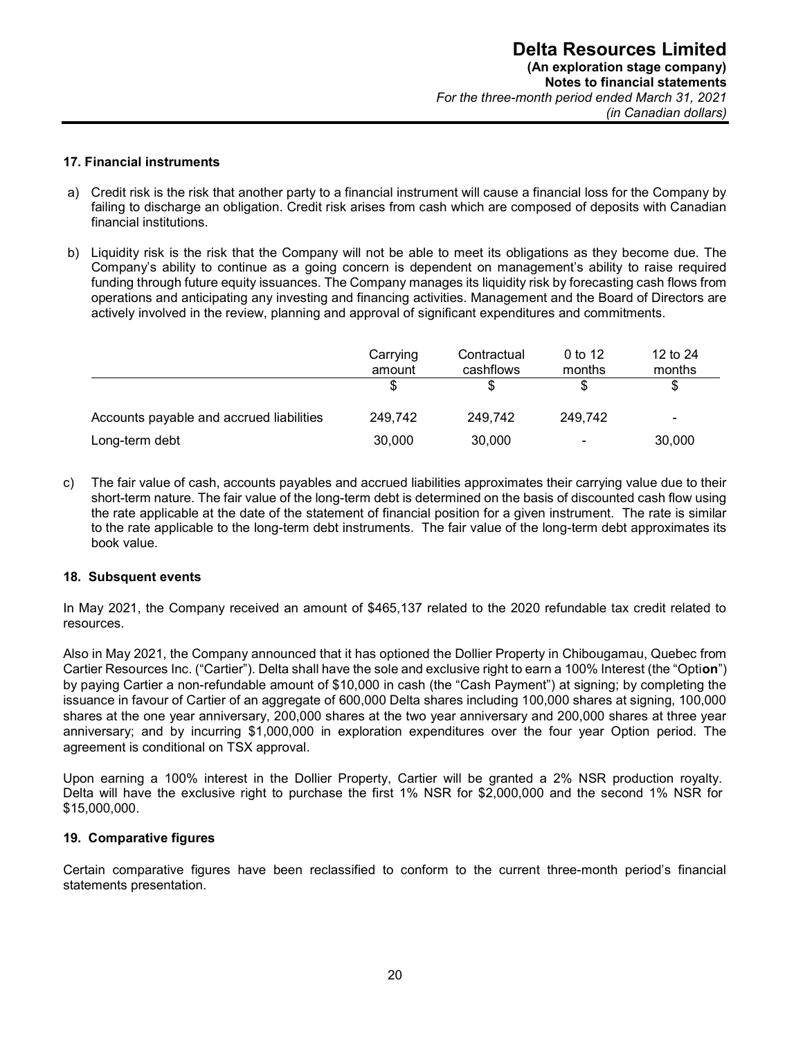### 17. Financial instruments

a) Credit risk is the risk that another party to a financial instrument will cause a financial loss for the Company by failing to discharge an obligation. Credit risk arises from cash which are composed of deposits with Canadian financial institutions.

b) Liquidity risk is the risk that the Company will not be able to meet its obligations as they become due. The Company's ability to continue as a going concern is dependent on management's ability to raise required funding through future equity issuances. The Company manages its liquidity risk by forecasting cash flows from operations and anticipating any investing and financing activities. Management and the Board of Directors are actively involved in the review, planning and approval of significant expenditures and commitments.

| | Carrying amount | Contractual cashflows | 0 to 12 months | 12 to 24 months |
|---|---|---|---|---|
| | $ | $ | $ | $ |
| Accounts payable and accrued liabilities | 249,742 | 249,742 | 249,742 | - |
| Long-term debt | 30,000 | 30,000 | - | 30,000 |

c) The fair value of cash, accounts payables and accrued liabilities approximates their carrying value due to their short-term nature. The fair value of the long-term debt is determined on the basis of discounted cash flow using the rate applicable at the date of the statement of financial position for a given instrument. The rate is similar to the rate applicable to the long-term debt instruments. The fair value of the long-term debt approximates its book value.

### 18. Subsequent events

In May 2021, the Company received an amount of $465,137 related to the 2020 refundable tax credit related to resources.

Also in May 2021, the Company announced that it has optioned the Dollier Property in Chibougamau, Quebec from Cartier Resources Inc. ("Cartier"). Delta shall have the sole and exclusive right to earn a 100% Interest (the "Opti**on**") by paying Cartier a non-refundable amount of $10,000 in cash (the "Cash Payment") at signing; by completing the issuance in favour of Cartier of an aggregate of 600,000 Delta shares including 100,000 shares at signing, 100,000 shares at the one year anniversary, 200,000 shares at the two year anniversary and 200,000 shares at three year anniversary; and by incurring $1,000,000 in exploration expenditures over the four year Option period. The agreement is conditional on TSX approval.

Upon earning a 100% interest in the Dollier Property, Cartier will be granted a 2% NSR production royalty. Delta will have the exclusive right to purchase the first 1% NSR for $2,000,000 and the second 1% NSR for $15,000,000.

### 19. Comparative figures

Certain comparative figures have been reclassified to conform to the current three-month period's financial statements presentation.